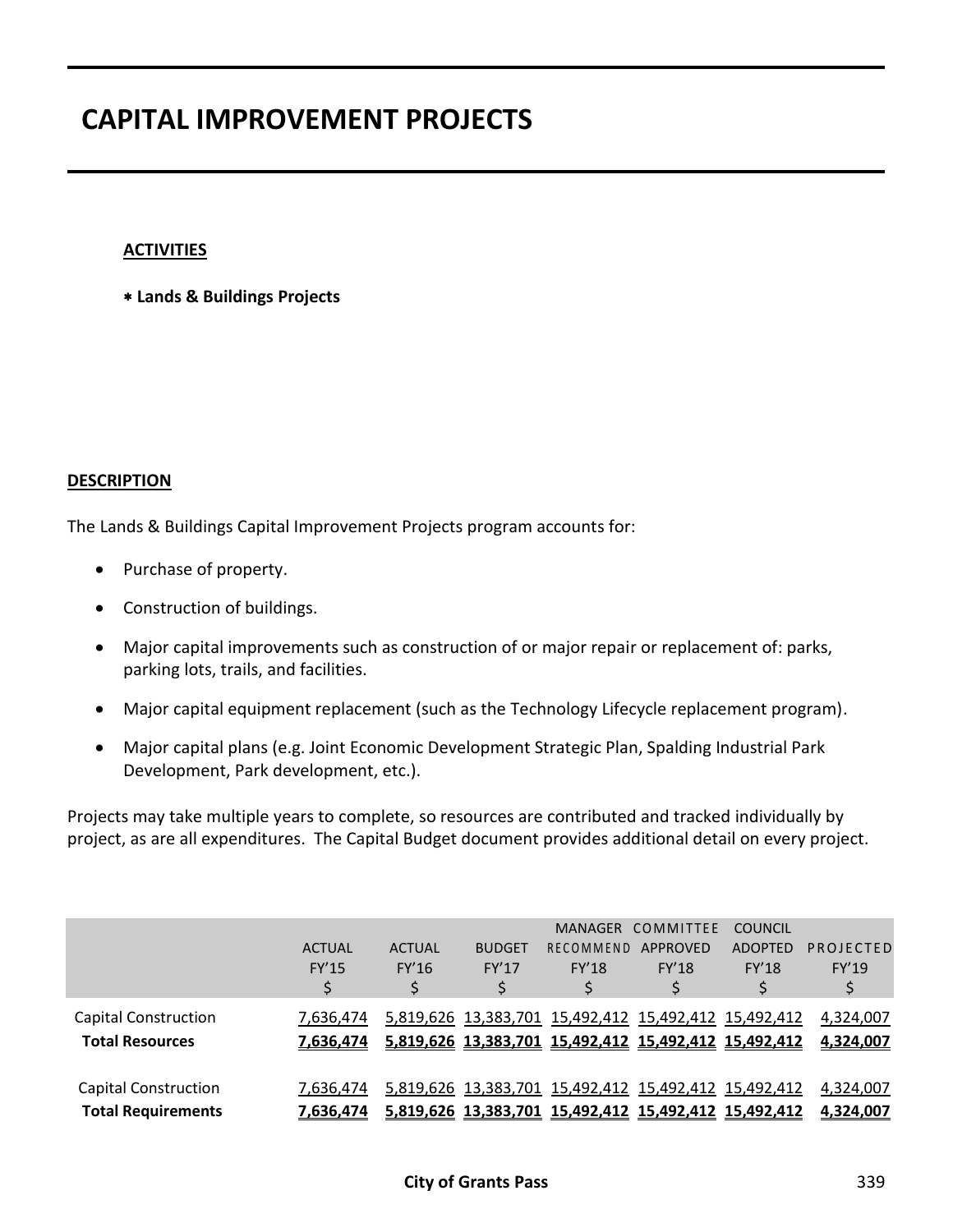# CAPITAL IMPROVEMENT PROJECTS

**ACTIVITIES**

* **Lands & Buildings Projects**

**DESCRIPTION**

The Lands & Buildings Capital Improvement Projects program accounts for:

- Purchase of property.
- Construction of buildings.
- Major capital improvements such as construction of or major repair or replacement of: parks, parking lots, trails, and facilities.
- Major capital equipment replacement (such as the Technology Lifecycle replacement program).
- Major capital plans (e.g. Joint Economic Development Strategic Plan, Spalding Industrial Park Development, Park development, etc.).

Projects may take multiple years to complete, so resources are contributed and tracked individually by project, as are all expenditures. The Capital Budget document provides additional detail on every project.

| | ACTUAL FY'15 $ | ACTUAL FY'16 $ | BUDGET FY'17 $ | MANAGER RECOMMEND FY'18 $ | COMMITTEE APPROVED FY'18 $ | COUNCIL ADOPTED FY'18 $ | PROJECTED FY'19 $ |
|---|---|---|---|---|---|---|---|
| Capital Construction | 7,636,474 | 5,819,626 | 13,383,701 | 15,492,412 | 15,492,412 | 15,492,412 | 4,324,007 |
| **Total Resources** | **7,636,474** | **5,819,626** | **13,383,701** | **15,492,412** | **15,492,412** | **15,492,412** | **4,324,007** |
| Capital Construction | 7,636,474 | 5,819,626 | 13,383,701 | 15,492,412 | 15,492,412 | 15,492,412 | 4,324,007 |
| **Total Requirements** | **7,636,474** | **5,819,626** | **13,383,701** | **15,492,412** | **15,492,412** | **15,492,412** | **4,324,007** |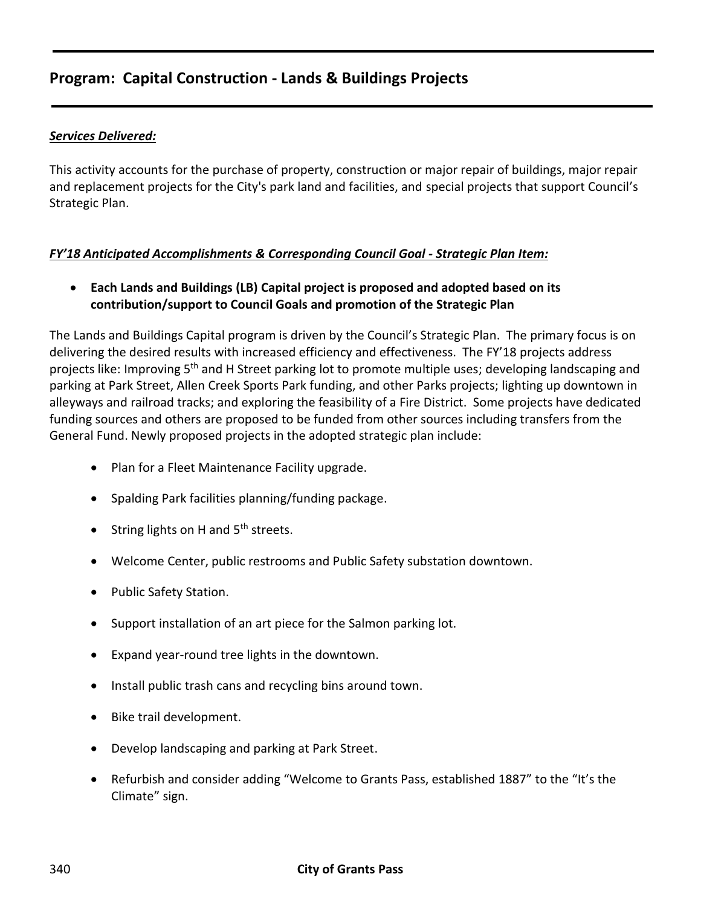## Program: Capital Construction - Lands & Buildings Projects

***Services Delivered:***

This activity accounts for the purchase of property, construction or major repair of buildings, major repair and replacement projects for the City's park land and facilities, and special projects that support Council's Strategic Plan.

***FY'18 Anticipated Accomplishments & Corresponding Council Goal - Strategic Plan Item:***

- **Each Lands and Buildings (LB) Capital project is proposed and adopted based on its contribution/support to Council Goals and promotion of the Strategic Plan**

The Lands and Buildings Capital program is driven by the Council's Strategic Plan. The primary focus is on delivering the desired results with increased efficiency and effectiveness. The FY'18 projects address projects like: Improving 5th and H Street parking lot to promote multiple uses; developing landscaping and parking at Park Street, Allen Creek Sports Park funding, and other Parks projects; lighting up downtown in alleyways and railroad tracks; and exploring the feasibility of a Fire District. Some projects have dedicated funding sources and others are proposed to be funded from other sources including transfers from the General Fund. Newly proposed projects in the adopted strategic plan include:

- Plan for a Fleet Maintenance Facility upgrade.
- Spalding Park facilities planning/funding package.
- String lights on H and 5th streets.
- Welcome Center, public restrooms and Public Safety substation downtown.
- Public Safety Station.
- Support installation of an art piece for the Salmon parking lot.
- Expand year-round tree lights in the downtown.
- Install public trash cans and recycling bins around town.
- Bike trail development.
- Develop landscaping and parking at Park Street.
- Refurbish and consider adding "Welcome to Grants Pass, established 1887" to the "It's the Climate" sign.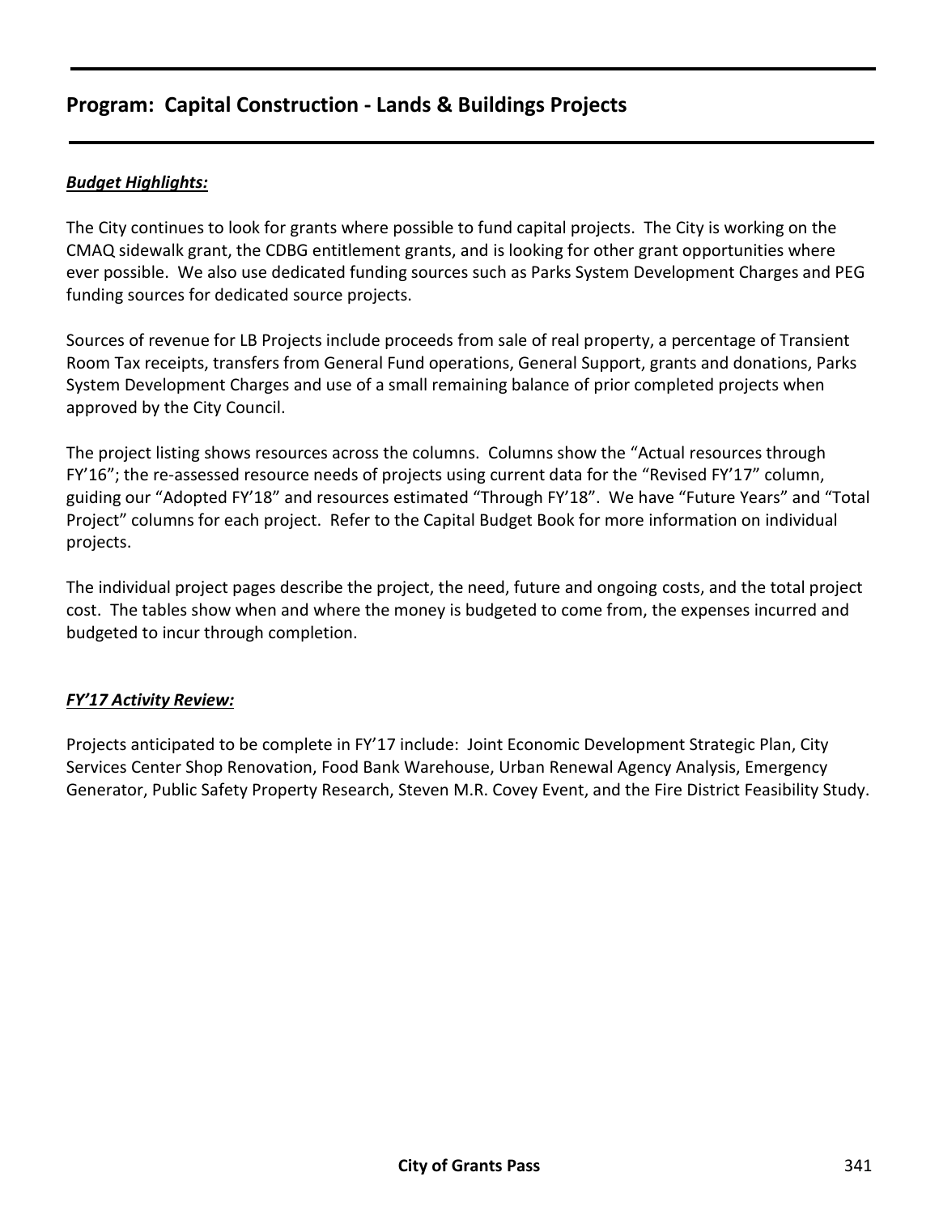## Program: Capital Construction - Lands & Buildings Projects

***Budget Highlights:***

The City continues to look for grants where possible to fund capital projects. The City is working on the CMAQ sidewalk grant, the CDBG entitlement grants, and is looking for other grant opportunities where ever possible. We also use dedicated funding sources such as Parks System Development Charges and PEG funding sources for dedicated source projects.

Sources of revenue for LB Projects include proceeds from sale of real property, a percentage of Transient Room Tax receipts, transfers from General Fund operations, General Support, grants and donations, Parks System Development Charges and use of a small remaining balance of prior completed projects when approved by the City Council.

The project listing shows resources across the columns. Columns show the "Actual resources through FY'16"; the re-assessed resource needs of projects using current data for the "Revised FY'17" column, guiding our "Adopted FY'18" and resources estimated "Through FY'18". We have "Future Years" and "Total Project" columns for each project. Refer to the Capital Budget Book for more information on individual projects.

The individual project pages describe the project, the need, future and ongoing costs, and the total project cost. The tables show when and where the money is budgeted to come from, the expenses incurred and budgeted to incur through completion.

***FY'17 Activity Review:***

Projects anticipated to be complete in FY'17 include: Joint Economic Development Strategic Plan, City Services Center Shop Renovation, Food Bank Warehouse, Urban Renewal Agency Analysis, Emergency Generator, Public Safety Property Research, Steven M.R. Covey Event, and the Fire District Feasibility Study.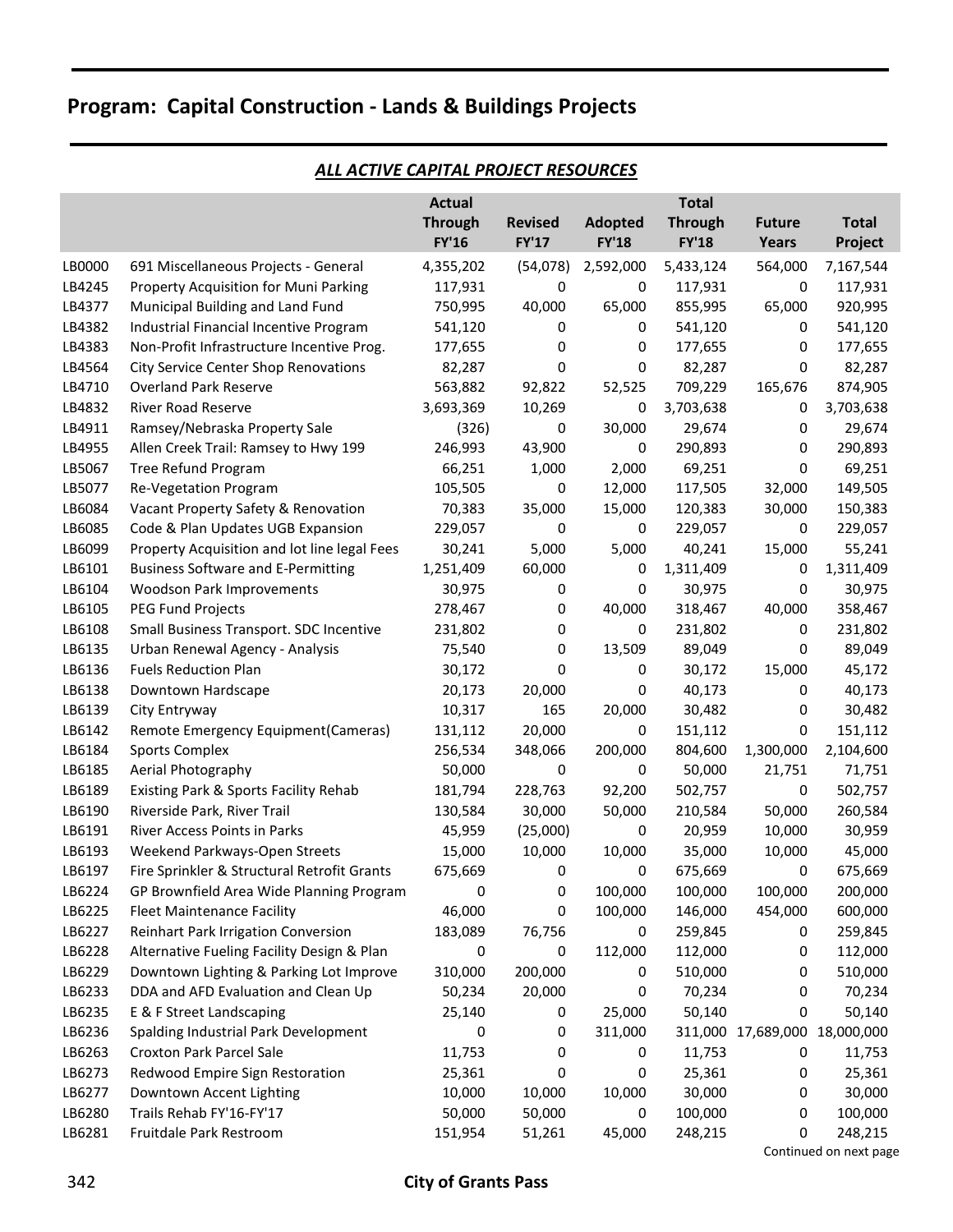# Program: Capital Construction - Lands & Buildings Projects

## *ALL ACTIVE CAPITAL PROJECT RESOURCES*

| | | Actual Through FY'16 | Revised FY'17 | Adopted FY'18 | Total Through FY'18 | Future Years | Total Project |
|---|---|---|---|---|---|---|---|
| LB0000 | 691 Miscellaneous Projects - General | 4,355,202 | (54,078) | 2,592,000 | 5,433,124 | 564,000 | 7,167,544 |
| LB4245 | Property Acquisition for Muni Parking | 117,931 | 0 | 0 | 117,931 | 0 | 117,931 |
| LB4377 | Municipal Building and Land Fund | 750,995 | 40,000 | 65,000 | 855,995 | 65,000 | 920,995 |
| LB4382 | Industrial Financial Incentive Program | 541,120 | 0 | 0 | 541,120 | 0 | 541,120 |
| LB4383 | Non-Profit Infrastructure Incentive Prog. | 177,655 | 0 | 0 | 177,655 | 0 | 177,655 |
| LB4564 | City Service Center Shop Renovations | 82,287 | 0 | 0 | 82,287 | 0 | 82,287 |
| LB4710 | Overland Park Reserve | 563,882 | 92,822 | 52,525 | 709,229 | 165,676 | 874,905 |
| LB4832 | River Road Reserve | 3,693,369 | 10,269 | 0 | 3,703,638 | 0 | 3,703,638 |
| LB4911 | Ramsey/Nebraska Property Sale | (326) | 0 | 30,000 | 29,674 | 0 | 29,674 |
| LB4955 | Allen Creek Trail: Ramsey to Hwy 199 | 246,993 | 43,900 | 0 | 290,893 | 0 | 290,893 |
| LB5067 | Tree Refund Program | 66,251 | 1,000 | 2,000 | 69,251 | 0 | 69,251 |
| LB5077 | Re-Vegetation Program | 105,505 | 0 | 12,000 | 117,505 | 32,000 | 149,505 |
| LB6084 | Vacant Property Safety & Renovation | 70,383 | 35,000 | 15,000 | 120,383 | 30,000 | 150,383 |
| LB6085 | Code & Plan Updates UGB Expansion | 229,057 | 0 | 0 | 229,057 | 0 | 229,057 |
| LB6099 | Property Acquisition and lot line legal Fees | 30,241 | 5,000 | 5,000 | 40,241 | 15,000 | 55,241 |
| LB6101 | Business Software and E-Permitting | 1,251,409 | 60,000 | 0 | 1,311,409 | 0 | 1,311,409 |
| LB6104 | Woodson Park Improvements | 30,975 | 0 | 0 | 30,975 | 0 | 30,975 |
| LB6105 | PEG Fund Projects | 278,467 | 0 | 40,000 | 318,467 | 40,000 | 358,467 |
| LB6108 | Small Business Transport. SDC Incentive | 231,802 | 0 | 0 | 231,802 | 0 | 231,802 |
| LB6135 | Urban Renewal Agency - Analysis | 75,540 | 0 | 13,509 | 89,049 | 0 | 89,049 |
| LB6136 | Fuels Reduction Plan | 30,172 | 0 | 0 | 30,172 | 15,000 | 45,172 |
| LB6138 | Downtown Hardscape | 20,173 | 20,000 | 0 | 40,173 | 0 | 40,173 |
| LB6139 | City Entryway | 10,317 | 165 | 20,000 | 30,482 | 0 | 30,482 |
| LB6142 | Remote Emergency Equipment(Cameras) | 131,112 | 20,000 | 0 | 151,112 | 0 | 151,112 |
| LB6184 | Sports Complex | 256,534 | 348,066 | 200,000 | 804,600 | 1,300,000 | 2,104,600 |
| LB6185 | Aerial Photography | 50,000 | 0 | 0 | 50,000 | 21,751 | 71,751 |
| LB6189 | Existing Park & Sports Facility Rehab | 181,794 | 228,763 | 92,200 | 502,757 | 0 | 502,757 |
| LB6190 | Riverside Park, River Trail | 130,584 | 30,000 | 50,000 | 210,584 | 50,000 | 260,584 |
| LB6191 | River Access Points in Parks | 45,959 | (25,000) | 0 | 20,959 | 10,000 | 30,959 |
| LB6193 | Weekend Parkways-Open Streets | 15,000 | 10,000 | 10,000 | 35,000 | 10,000 | 45,000 |
| LB6197 | Fire Sprinkler & Structural Retrofit Grants | 675,669 | 0 | 0 | 675,669 | 0 | 675,669 |
| LB6224 | GP Brownfield Area Wide Planning Program | 0 | 0 | 100,000 | 100,000 | 100,000 | 200,000 |
| LB6225 | Fleet Maintenance Facility | 46,000 | 0 | 100,000 | 146,000 | 454,000 | 600,000 |
| LB6227 | Reinhart Park Irrigation Conversion | 183,089 | 76,756 | 0 | 259,845 | 0 | 259,845 |
| LB6228 | Alternative Fueling Facility Design & Plan | 0 | 0 | 112,000 | 112,000 | 0 | 112,000 |
| LB6229 | Downtown Lighting & Parking Lot Improve | 310,000 | 200,000 | 0 | 510,000 | 0 | 510,000 |
| LB6233 | DDA and AFD Evaluation and Clean Up | 50,234 | 20,000 | 0 | 70,234 | 0 | 70,234 |
| LB6235 | E & F Street Landscaping | 25,140 | 0 | 25,000 | 50,140 | 0 | 50,140 |
| LB6236 | Spalding Industrial Park Development | 0 | 0 | 311,000 | 311,000 | 17,689,000 | 18,000,000 |
| LB6263 | Croxton Park Parcel Sale | 11,753 | 0 | 0 | 11,753 | 0 | 11,753 |
| LB6273 | Redwood Empire Sign Restoration | 25,361 | 0 | 0 | 25,361 | 0 | 25,361 |
| LB6277 | Downtown Accent Lighting | 10,000 | 10,000 | 10,000 | 30,000 | 0 | 30,000 |
| LB6280 | Trails Rehab FY'16-FY'17 | 50,000 | 50,000 | 0 | 100,000 | 0 | 100,000 |
| LB6281 | Fruitdale Park Restroom | 151,954 | 51,261 | 45,000 | 248,215 | 0 | 248,215 |

Continued on next page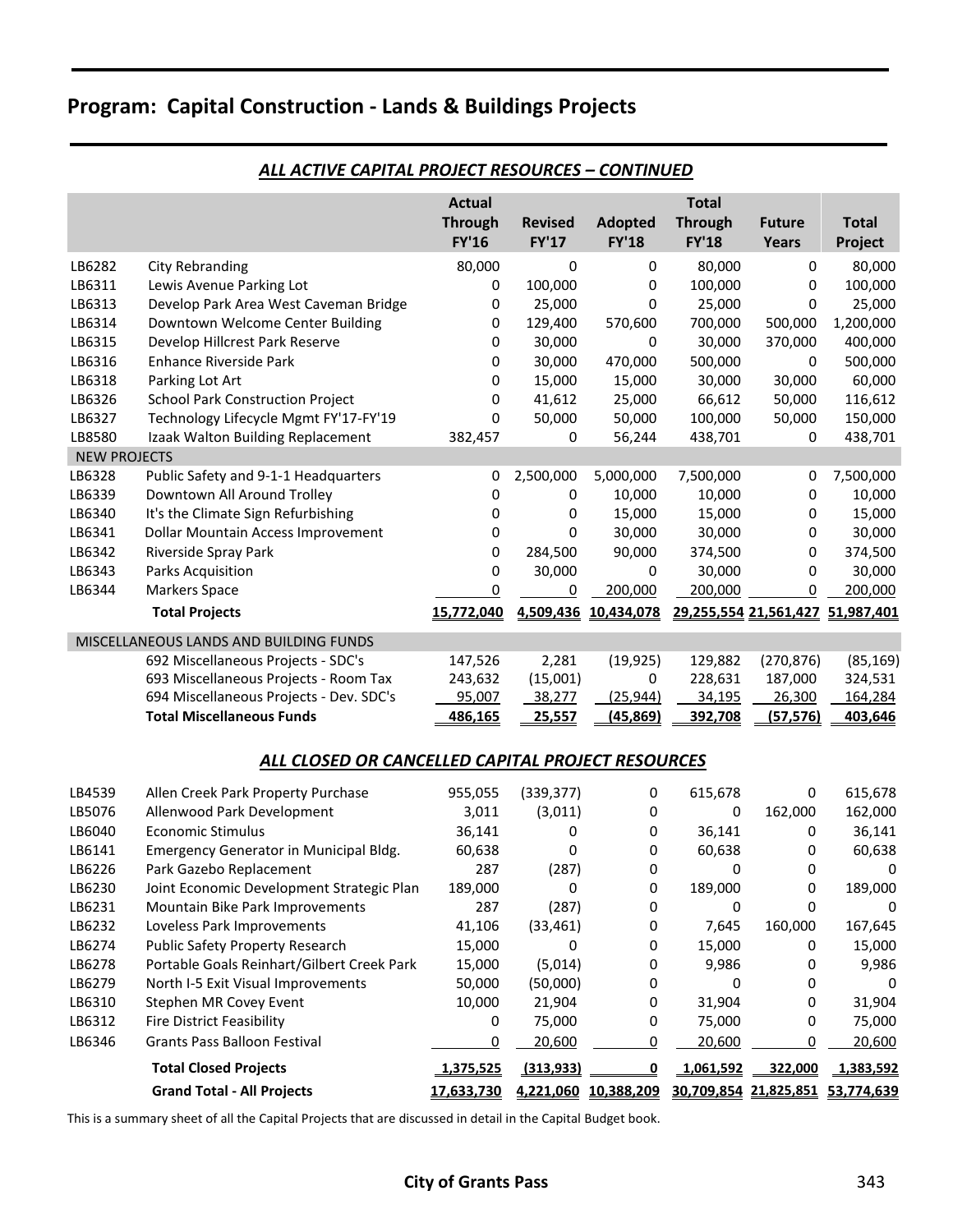# Program: Capital Construction - Lands & Buildings Projects

## *ALL ACTIVE CAPITAL PROJECT RESOURCES – CONTINUED*

| | | Actual Through FY'16 | Revised FY'17 | Adopted FY'18 | Total Through FY'18 | Future Years | Total Project |
|---|---|---|---|---|---|---|---|
| LB6282 | City Rebranding | 80,000 | 0 | 0 | 80,000 | 0 | 80,000 |
| LB6311 | Lewis Avenue Parking Lot | 0 | 100,000 | 0 | 100,000 | 0 | 100,000 |
| LB6313 | Develop Park Area West Caveman Bridge | 0 | 25,000 | 0 | 25,000 | 0 | 25,000 |
| LB6314 | Downtown Welcome Center Building | 0 | 129,400 | 570,600 | 700,000 | 500,000 | 1,200,000 |
| LB6315 | Develop Hillcrest Park Reserve | 0 | 30,000 | 0 | 30,000 | 370,000 | 400,000 |
| LB6316 | Enhance Riverside Park | 0 | 30,000 | 470,000 | 500,000 | 0 | 500,000 |
| LB6318 | Parking Lot Art | 0 | 15,000 | 15,000 | 30,000 | 30,000 | 60,000 |
| LB6326 | School Park Construction Project | 0 | 41,612 | 25,000 | 66,612 | 50,000 | 116,612 |
| LB6327 | Technology Lifecycle Mgmt FY'17-FY'19 | 0 | 50,000 | 50,000 | 100,000 | 50,000 | 150,000 |
| LB8580 | Izaak Walton Building Replacement | 382,457 | 0 | 56,244 | 438,701 | 0 | 438,701 |
| NEW PROJECTS | | | | | | | |
| LB6328 | Public Safety and 9-1-1 Headquarters | 0 | 2,500,000 | 5,000,000 | 7,500,000 | 0 | 7,500,000 |
| LB6339 | Downtown All Around Trolley | 0 | 0 | 10,000 | 10,000 | 0 | 10,000 |
| LB6340 | It's the Climate Sign Refurbishing | 0 | 0 | 15,000 | 15,000 | 0 | 15,000 |
| LB6341 | Dollar Mountain Access Improvement | 0 | 0 | 30,000 | 30,000 | 0 | 30,000 |
| LB6342 | Riverside Spray Park | 0 | 284,500 | 90,000 | 374,500 | 0 | 374,500 |
| LB6343 | Parks Acquisition | 0 | 30,000 | 0 | 30,000 | 0 | 30,000 |
| LB6344 | Markers Space | 0 | 0 | 200,000 | 200,000 | 0 | 200,000 |
| | **Total Projects** | **15,772,040** | **4,509,436** | **10,434,078** | **29,255,554** | **21,561,427** | **51,987,401** |
| MISCELLANEOUS LANDS AND BUILDING FUNDS | | | | | | | |
| | 692 Miscellaneous Projects - SDC's | 147,526 | 2,281 | (19,925) | 129,882 | (270,876) | (85,169) |
| | 693 Miscellaneous Projects - Room Tax | 243,632 | (15,001) | 0 | 228,631 | 187,000 | 324,531 |
| | 694 Miscellaneous Projects - Dev. SDC's | 95,007 | 38,277 | (25,944) | 34,195 | 26,300 | 164,284 |
| | **Total Miscellaneous Funds** | **486,165** | **25,557** | **(45,869)** | **392,708** | **(57,576)** | **403,646** |

## *ALL CLOSED OR CANCELLED CAPITAL PROJECT RESOURCES*

| | | Actual Through FY'16 | Revised FY'17 | Adopted FY'18 | Total Through FY'18 | Future Years | Total Project |
|---|---|---|---|---|---|---|---|
| LB4539 | Allen Creek Park Property Purchase | 955,055 | (339,377) | 0 | 615,678 | 0 | 615,678 |
| LB5076 | Allenwood Park Development | 3,011 | (3,011) | 0 | 0 | 162,000 | 162,000 |
| LB6040 | Economic Stimulus | 36,141 | 0 | 0 | 36,141 | 0 | 36,141 |
| LB6141 | Emergency Generator in Municipal Bldg. | 60,638 | 0 | 0 | 60,638 | 0 | 60,638 |
| LB6226 | Park Gazebo Replacement | 287 | (287) | 0 | 0 | 0 | 0 |
| LB6230 | Joint Economic Development Strategic Plan | 189,000 | 0 | 0 | 189,000 | 0 | 189,000 |
| LB6231 | Mountain Bike Park Improvements | 287 | (287) | 0 | 0 | 0 | 0 |
| LB6232 | Loveless Park Improvements | 41,106 | (33,461) | 0 | 7,645 | 160,000 | 167,645 |
| LB6274 | Public Safety Property Research | 15,000 | 0 | 0 | 15,000 | 0 | 15,000 |
| LB6278 | Portable Goals Reinhart/Gilbert Creek Park | 15,000 | (5,014) | 0 | 9,986 | 0 | 9,986 |
| LB6279 | North I-5 Exit Visual Improvements | 50,000 | (50,000) | 0 | 0 | 0 | 0 |
| LB6310 | Stephen MR Covey Event | 10,000 | 21,904 | 0 | 31,904 | 0 | 31,904 |
| LB6312 | Fire District Feasibility | 0 | 75,000 | 0 | 75,000 | 0 | 75,000 |
| LB6346 | Grants Pass Balloon Festival | 0 | 20,600 | 0 | 20,600 | 0 | 20,600 |
| | **Total Closed Projects** | **1,375,525** | **(313,933)** | **0** | **1,061,592** | **322,000** | **1,383,592** |
| | **Grand Total - All Projects** | **17,633,730** | **4,221,060** | **10,388,209** | **30,709,854** | **21,825,851** | **53,774,639** |

This is a summary sheet of all the Capital Projects that are discussed in detail in the Capital Budget book.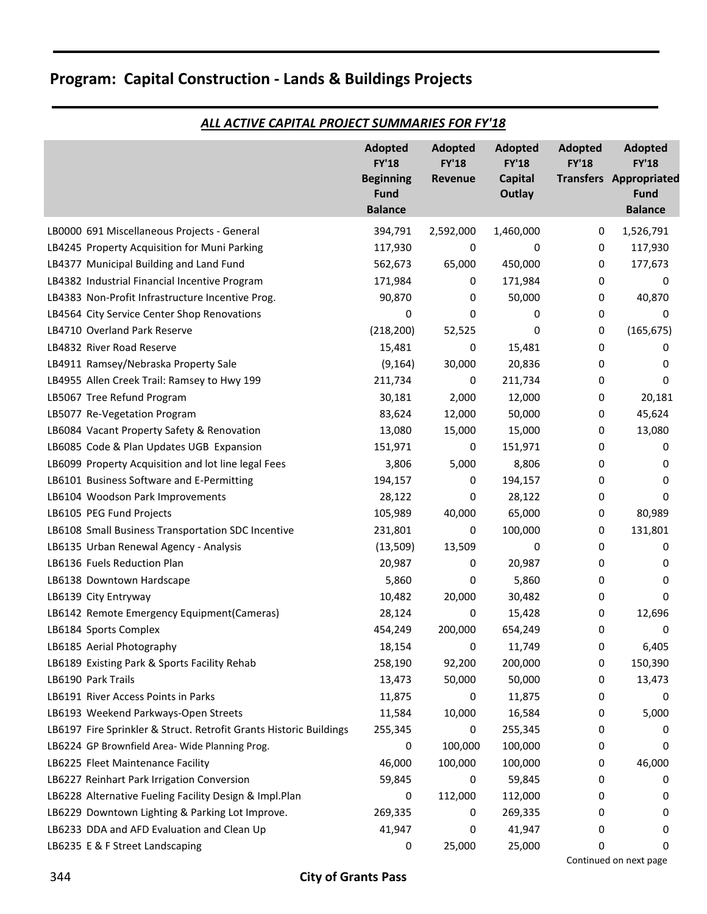# Program: Capital Construction - Lands & Buildings Projects

***ALL ACTIVE CAPITAL PROJECT SUMMARIES FOR FY'18***

| | Adopted FY'18 Beginning Fund Balance | Adopted FY'18 Revenue | Adopted FY'18 Capital Outlay | Adopted FY'18 Transfers | Adopted FY'18 Appropriated Fund Balance |
|---|---|---|---|---|---|
| LB0000 691 Miscellaneous Projects - General | 394,791 | 2,592,000 | 1,460,000 | 0 | 1,526,791 |
| LB4245 Property Acquisition for Muni Parking | 117,930 | 0 | 0 | 0 | 117,930 |
| LB4377 Municipal Building and Land Fund | 562,673 | 65,000 | 450,000 | 0 | 177,673 |
| LB4382 Industrial Financial Incentive Program | 171,984 | 0 | 171,984 | 0 | 0 |
| LB4383 Non-Profit Infrastructure Incentive Prog. | 90,870 | 0 | 50,000 | 0 | 40,870 |
| LB4564 City Service Center Shop Renovations | 0 | 0 | 0 | 0 | 0 |
| LB4710 Overland Park Reserve | (218,200) | 52,525 | 0 | 0 | (165,675) |
| LB4832 River Road Reserve | 15,481 | 0 | 15,481 | 0 | 0 |
| LB4911 Ramsey/Nebraska Property Sale | (9,164) | 30,000 | 20,836 | 0 | 0 |
| LB4955 Allen Creek Trail: Ramsey to Hwy 199 | 211,734 | 0 | 211,734 | 0 | 0 |
| LB5067 Tree Refund Program | 30,181 | 2,000 | 12,000 | 0 | 20,181 |
| LB5077 Re-Vegetation Program | 83,624 | 12,000 | 50,000 | 0 | 45,624 |
| LB6084 Vacant Property Safety & Renovation | 13,080 | 15,000 | 15,000 | 0 | 13,080 |
| LB6085 Code & Plan Updates UGB Expansion | 151,971 | 0 | 151,971 | 0 | 0 |
| LB6099 Property Acquisition and lot line legal Fees | 3,806 | 5,000 | 8,806 | 0 | 0 |
| LB6101 Business Software and E-Permitting | 194,157 | 0 | 194,157 | 0 | 0 |
| LB6104 Woodson Park Improvements | 28,122 | 0 | 28,122 | 0 | 0 |
| LB6105 PEG Fund Projects | 105,989 | 40,000 | 65,000 | 0 | 80,989 |
| LB6108 Small Business Transportation SDC Incentive | 231,801 | 0 | 100,000 | 0 | 131,801 |
| LB6135 Urban Renewal Agency - Analysis | (13,509) | 13,509 | 0 | 0 | 0 |
| LB6136 Fuels Reduction Plan | 20,987 | 0 | 20,987 | 0 | 0 |
| LB6138 Downtown Hardscape | 5,860 | 0 | 5,860 | 0 | 0 |
| LB6139 City Entryway | 10,482 | 20,000 | 30,482 | 0 | 0 |
| LB6142 Remote Emergency Equipment(Cameras) | 28,124 | 0 | 15,428 | 0 | 12,696 |
| LB6184 Sports Complex | 454,249 | 200,000 | 654,249 | 0 | 0 |
| LB6185 Aerial Photography | 18,154 | 0 | 11,749 | 0 | 6,405 |
| LB6189 Existing Park & Sports Facility Rehab | 258,190 | 92,200 | 200,000 | 0 | 150,390 |
| LB6190 Park Trails | 13,473 | 50,000 | 50,000 | 0 | 13,473 |
| LB6191 River Access Points in Parks | 11,875 | 0 | 11,875 | 0 | 0 |
| LB6193 Weekend Parkways-Open Streets | 11,584 | 10,000 | 16,584 | 0 | 5,000 |
| LB6197 Fire Sprinkler & Struct. Retrofit Grants Historic Buildings | 255,345 | 0 | 255,345 | 0 | 0 |
| LB6224 GP Brownfield Area- Wide Planning Prog. | 0 | 100,000 | 100,000 | 0 | 0 |
| LB6225 Fleet Maintenance Facility | 46,000 | 100,000 | 100,000 | 0 | 46,000 |
| LB6227 Reinhart Park Irrigation Conversion | 59,845 | 0 | 59,845 | 0 | 0 |
| LB6228 Alternative Fueling Facility Design & Impl.Plan | 0 | 112,000 | 112,000 | 0 | 0 |
| LB6229 Downtown Lighting & Parking Lot Improve. | 269,335 | 0 | 269,335 | 0 | 0 |
| LB6233 DDA and AFD Evaluation and Clean Up | 41,947 | 0 | 41,947 | 0 | 0 |
| LB6235 E & F Street Landscaping | 0 | 25,000 | 25,000 | 0 | 0 |

Continued on next page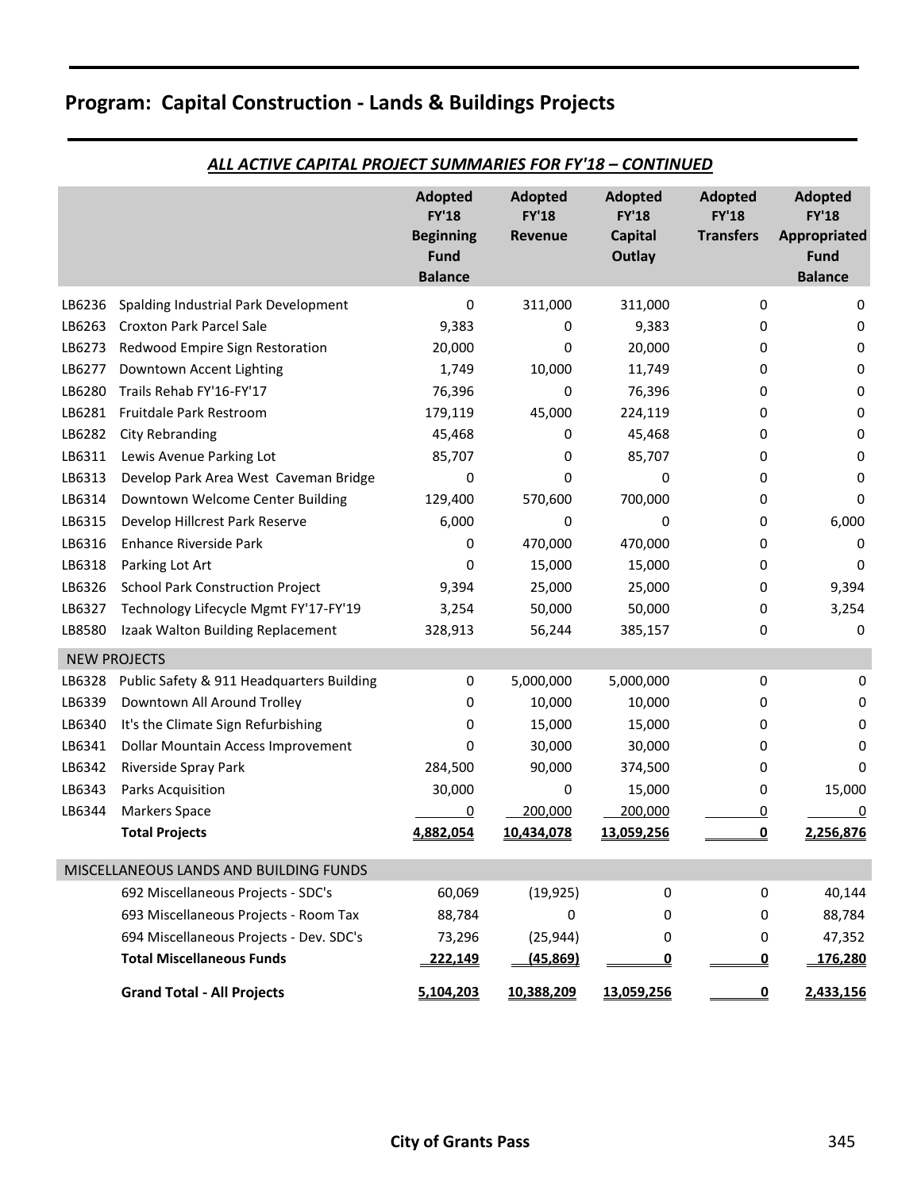# Program: Capital Construction - Lands & Buildings Projects

***ALL ACTIVE CAPITAL PROJECT SUMMARIES FOR FY'18 – CONTINUED***

| | | Adopted FY'18 Beginning Fund Balance | Adopted FY'18 Revenue | Adopted FY'18 Capital Outlay | Adopted FY'18 Transfers | Adopted FY'18 Appropriated Fund Balance |
|---|---|---|---|---|---|---|
| LB6236 | Spalding Industrial Park Development | 0 | 311,000 | 311,000 | 0 | 0 |
| LB6263 | Croxton Park Parcel Sale | 9,383 | 0 | 9,383 | 0 | 0 |
| LB6273 | Redwood Empire Sign Restoration | 20,000 | 0 | 20,000 | 0 | 0 |
| LB6277 | Downtown Accent Lighting | 1,749 | 10,000 | 11,749 | 0 | 0 |
| LB6280 | Trails Rehab FY'16-FY'17 | 76,396 | 0 | 76,396 | 0 | 0 |
| LB6281 | Fruitdale Park Restroom | 179,119 | 45,000 | 224,119 | 0 | 0 |
| LB6282 | City Rebranding | 45,468 | 0 | 45,468 | 0 | 0 |
| LB6311 | Lewis Avenue Parking Lot | 85,707 | 0 | 85,707 | 0 | 0 |
| LB6313 | Develop Park Area West Caveman Bridge | 0 | 0 | 0 | 0 | 0 |
| LB6314 | Downtown Welcome Center Building | 129,400 | 570,600 | 700,000 | 0 | 0 |
| LB6315 | Develop Hillcrest Park Reserve | 6,000 | 0 | 0 | 0 | 6,000 |
| LB6316 | Enhance Riverside Park | 0 | 470,000 | 470,000 | 0 | 0 |
| LB6318 | Parking Lot Art | 0 | 15,000 | 15,000 | 0 | 0 |
| LB6326 | School Park Construction Project | 9,394 | 25,000 | 25,000 | 0 | 9,394 |
| LB6327 | Technology Lifecycle Mgmt FY'17-FY'19 | 3,254 | 50,000 | 50,000 | 0 | 3,254 |
| LB8580 | Izaak Walton Building Replacement | 328,913 | 56,244 | 385,157 | 0 | 0 |
| NEW PROJECTS | | | | | | |
| LB6328 | Public Safety & 911 Headquarters Building | 0 | 5,000,000 | 5,000,000 | 0 | 0 |
| LB6339 | Downtown All Around Trolley | 0 | 10,000 | 10,000 | 0 | 0 |
| LB6340 | It's the Climate Sign Refurbishing | 0 | 15,000 | 15,000 | 0 | 0 |
| LB6341 | Dollar Mountain Access Improvement | 0 | 30,000 | 30,000 | 0 | 0 |
| LB6342 | Riverside Spray Park | 284,500 | 90,000 | 374,500 | 0 | 0 |
| LB6343 | Parks Acquisition | 30,000 | 0 | 15,000 | 0 | 15,000 |
| LB6344 | Markers Space | 0 | 200,000 | 200,000 | 0 | 0 |
| | **Total Projects** | **4,882,054** | **10,434,078** | **13,059,256** | **0** | **2,256,876** |
| MISCELLANEOUS LANDS AND BUILDING FUNDS | | | | | | |
| | 692 Miscellaneous Projects - SDC's | 60,069 | (19,925) | 0 | 0 | 40,144 |
| | 693 Miscellaneous Projects - Room Tax | 88,784 | 0 | 0 | 0 | 88,784 |
| | 694 Miscellaneous Projects - Dev. SDC's | 73,296 | (25,944) | 0 | 0 | 47,352 |
| | **Total Miscellaneous Funds** | **222,149** | **(45,869)** | **0** | **0** | **176,280** |
| | **Grand Total - All Projects** | **5,104,203** | **10,388,209** | **13,059,256** | **0** | **2,433,156** |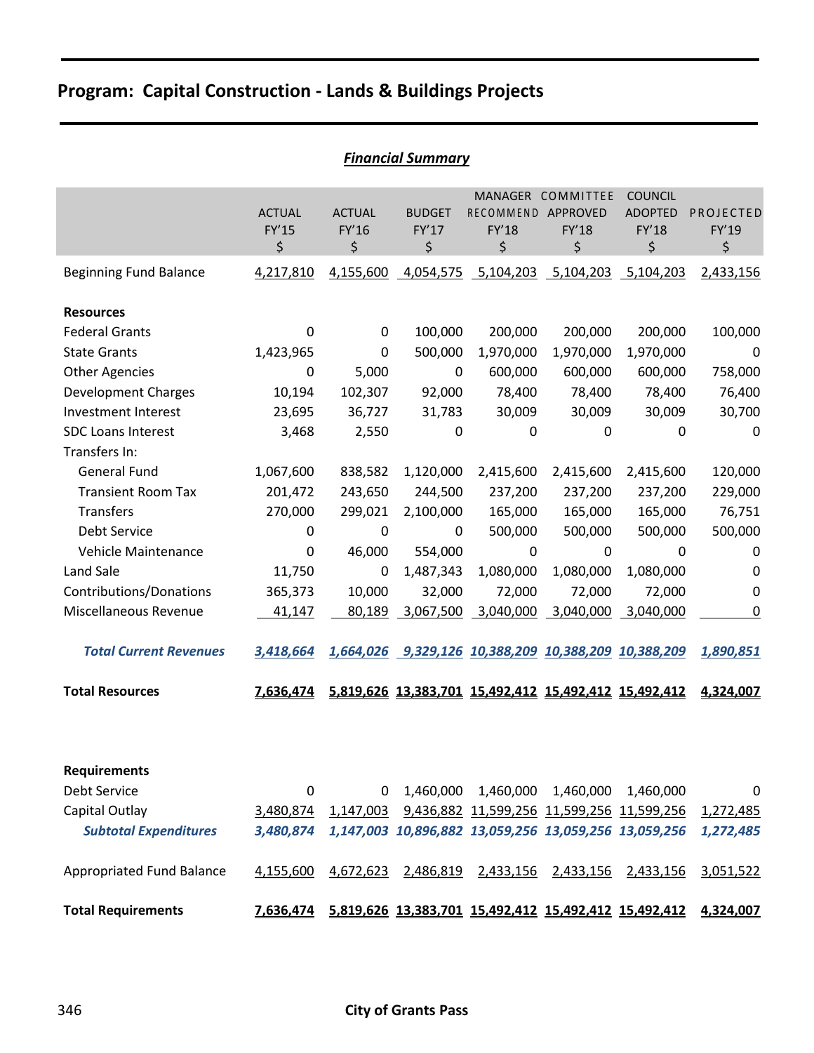# Program: Capital Construction - Lands & Buildings Projects

***Financial Summary***

| | ACTUAL FY'15 $ | ACTUAL FY'16 $ | BUDGET FY'17 $ | MANAGER RECOMMEND FY'18 $ | COMMITTEE APPROVED FY'18 $ | COUNCIL ADOPTED FY'18 $ | PROJECTED FY'19 $ |
|---|---|---|---|---|---|---|---|
| Beginning Fund Balance | 4,217,810 | 4,155,600 | 4,054,575 | 5,104,203 | 5,104,203 | 5,104,203 | 2,433,156 |
| **Resources** | | | | | | | |
| Federal Grants | 0 | 0 | 100,000 | 200,000 | 200,000 | 200,000 | 100,000 |
| State Grants | 1,423,965 | 0 | 500,000 | 1,970,000 | 1,970,000 | 1,970,000 | 0 |
| Other Agencies | 0 | 5,000 | 0 | 600,000 | 600,000 | 600,000 | 758,000 |
| Development Charges | 10,194 | 102,307 | 92,000 | 78,400 | 78,400 | 78,400 | 76,400 |
| Investment Interest | 23,695 | 36,727 | 31,783 | 30,009 | 30,009 | 30,009 | 30,700 |
| SDC Loans Interest | 3,468 | 2,550 | 0 | 0 | 0 | 0 | 0 |
| Transfers In: | | | | | | | |
| General Fund | 1,067,600 | 838,582 | 1,120,000 | 2,415,600 | 2,415,600 | 2,415,600 | 120,000 |
| Transient Room Tax | 201,472 | 243,650 | 244,500 | 237,200 | 237,200 | 237,200 | 229,000 |
| Transfers | 270,000 | 299,021 | 2,100,000 | 165,000 | 165,000 | 165,000 | 76,751 |
| Debt Service | 0 | 0 | 0 | 500,000 | 500,000 | 500,000 | 500,000 |
| Vehicle Maintenance | 0 | 46,000 | 554,000 | 0 | 0 | 0 | 0 |
| Land Sale | 11,750 | 0 | 1,487,343 | 1,080,000 | 1,080,000 | 1,080,000 | 0 |
| Contributions/Donations | 365,373 | 10,000 | 32,000 | 72,000 | 72,000 | 72,000 | 0 |
| Miscellaneous Revenue | 41,147 | 80,189 | 3,067,500 | 3,040,000 | 3,040,000 | 3,040,000 | 0 |
| ***Total Current Revenues*** | ***3,418,664*** | ***1,664,026*** | ***9,329,126*** | ***10,388,209*** | ***10,388,209*** | ***10,388,209*** | ***1,890,851*** |
| **Total Resources** | **7,636,474** | **5,819,626** | **13,383,701** | **15,492,412** | **15,492,412** | **15,492,412** | **4,324,007** |
| **Requirements** | | | | | | | |
| Debt Service | 0 | 0 | 1,460,000 | 1,460,000 | 1,460,000 | 1,460,000 | 0 |
| Capital Outlay | 3,480,874 | 1,147,003 | 9,436,882 | 11,599,256 | 11,599,256 | 11,599,256 | 1,272,485 |
| ***Subtotal Expenditures*** | ***3,480,874*** | ***1,147,003*** | ***10,896,882*** | ***13,059,256*** | ***13,059,256*** | ***13,059,256*** | ***1,272,485*** |
| Appropriated Fund Balance | 4,155,600 | 4,672,623 | 2,486,819 | 2,433,156 | 2,433,156 | 2,433,156 | 3,051,522 |
| **Total Requirements** | **7,636,474** | **5,819,626** | **13,383,701** | **15,492,412** | **15,492,412** | **15,492,412** | **4,324,007** |